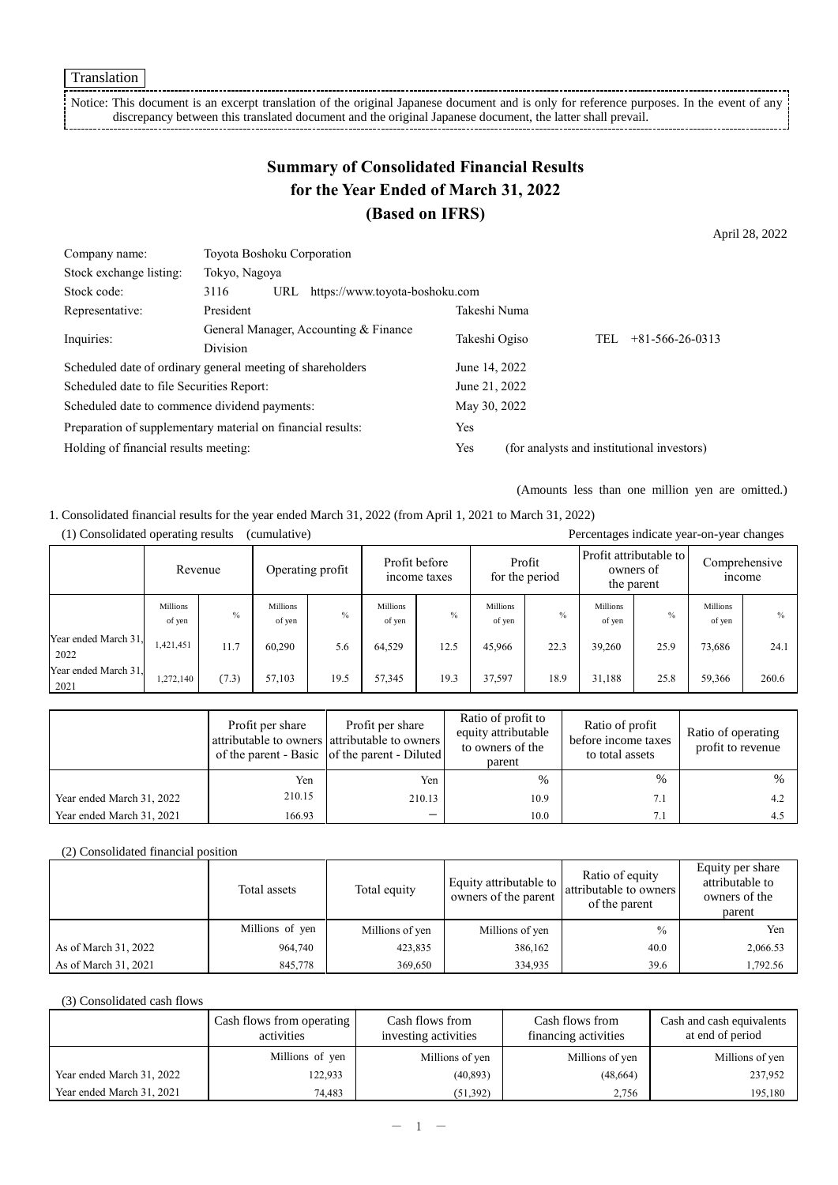Translation

Notice: This document is an excerpt translation of the original Japanese document and is only for reference purposes. In the event of any discrepancy between this translated document and the original Japanese document, the latter shall prevail.

# Summary of Consolidated Financial Results for the Year Ended of March 31, 2022 (Based on IFRS)

April 28, 2022

| | | | |
|---|---|---|---|
| Company name: | Toyota Boshoku Corporation | | |
| Stock exchange listing: | Tokyo, Nagoya | | |
| Stock code: | 3116 URL https://www.toyota-boshoku.com | | |
| Representative: | President | Takeshi Numa | |
| Inquiries: | General Manager, Accounting & Finance Division | Takeshi Ogiso | TEL +81-566-26-0313 |
| Scheduled date of ordinary general meeting of shareholders | | June 14, 2022 | |
| Scheduled date to file Securities Report: | | June 21, 2022 | |
| Scheduled date to commence dividend payments: | | May 30, 2022 | |
| Preparation of supplementary material on financial results: | | Yes | |
| Holding of financial results meeting: | | Yes | (for analysts and institutional investors) |

(Amounts less than one million yen are omitted.)

1. Consolidated financial results for the year ended March 31, 2022 (from April 1, 2021 to March 31, 2022)

(1) Consolidated operating results (cumulative)

Percentages indicate year-on-year changes

| | Revenue | | Operating profit | | Profit before income taxes | | Profit for the period | | Profit attributable to owners of the parent | | Comprehensive income | |
|---|---|---|---|---|---|---|---|---|---|---|---|---|
| | Millions of yen | % | Millions of yen | % | Millions of yen | % | Millions of yen | % | Millions of yen | % | Millions of yen | % |
| Year ended March 31, 2022 | 1,421,451 | 11.7 | 60,290 | 5.6 | 64,529 | 12.5 | 45,966 | 22.3 | 39,260 | 25.9 | 73,686 | 24.1 |
| Year ended March 31, 2021 | 1,272,140 | (7.3) | 57,103 | 19.5 | 57,345 | 19.3 | 37,597 | 18.9 | 31,188 | 25.8 | 59,366 | 260.6 |

| | Profit per share attributable to owners of the parent - Basic | Profit per share attributable to owners of the parent - Diluted | Ratio of profit to equity attributable to owners of the parent | Ratio of profit before income taxes to total assets | Ratio of operating profit to revenue |
|---|---|---|---|---|---|
| | Yen | Yen | % | % | % |
| Year ended March 31, 2022 | 210.15 | 210.13 | 10.9 | 7.1 | 4.2 |
| Year ended March 31, 2021 | 166.93 | − | 10.0 | 7.1 | 4.5 |

(2) Consolidated financial position

| | Total assets | Total equity | Equity attributable to owners of the parent | Ratio of equity attributable to owners of the parent | Equity per share attributable to owners of the parent |
|---|---|---|---|---|---|
| | Millions of yen | Millions of yen | Millions of yen | % | Yen |
| As of March 31, 2022 | 964,740 | 423,835 | 386,162 | 40.0 | 2,066.53 |
| As of March 31, 2021 | 845,778 | 369,650 | 334,935 | 39.6 | 1,792.56 |

(3) Consolidated cash flows

| | Cash flows from operating activities | Cash flows from investing activities | Cash flows from financing activities | Cash and cash equivalents at end of period |
|---|---|---|---|---|
| | Millions of yen | Millions of yen | Millions of yen | Millions of yen |
| Year ended March 31, 2022 | 122,933 | (40,893) | (48,664) | 237,952 |
| Year ended March 31, 2021 | 74,483 | (51,392) | 2,756 | 195,180 |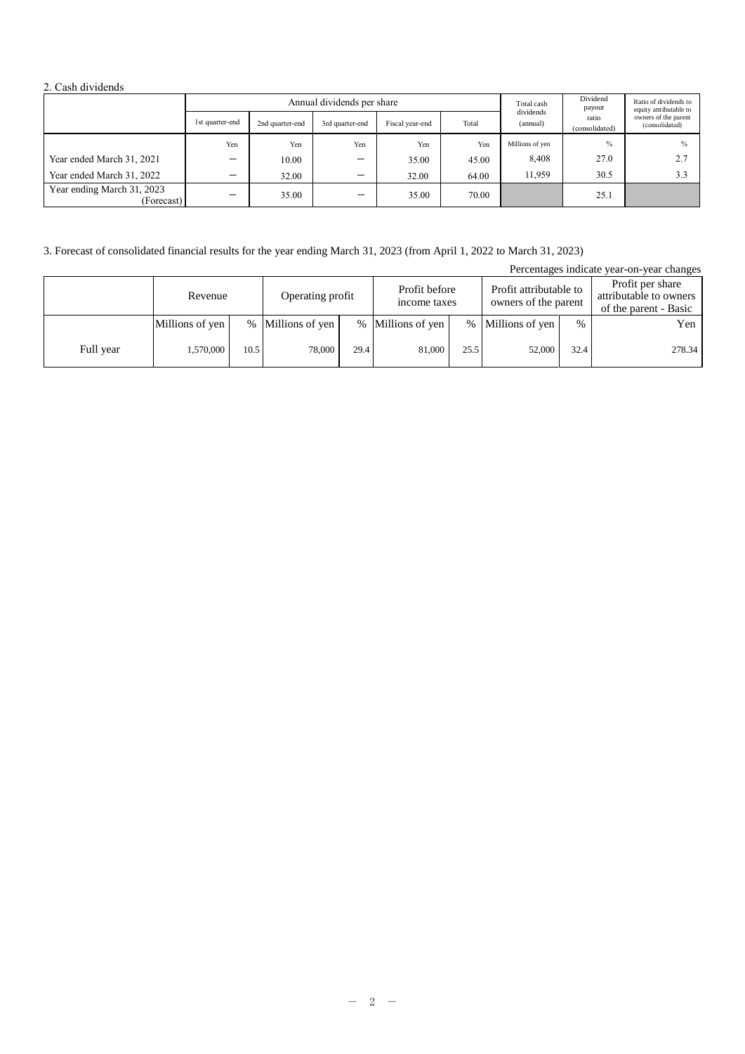## 2. Cash dividends

| | Annual dividends per share | | | | | Total cash dividends (annual) | Dividend payout ratio (consolidated) | Ratio of dividends to equity attributable to owners of the parent (consolidated) |
|---|---|---|---|---|---|---|---|---|
| | 1st quarter-end | 2nd quarter-end | 3rd quarter-end | Fiscal year-end | Total | | | |
| | Yen | Yen | Yen | Yen | Yen | Millions of yen | % | % |
| Year ended March 31, 2021 | － | 10.00 | － | 35.00 | 45.00 | 8,408 | 27.0 | 2.7 |
| Year ended March 31, 2022 | － | 32.00 | － | 32.00 | 64.00 | 11,959 | 30.5 | 3.3 |
| Year ending March 31, 2023 (Forecast) | － | 35.00 | － | 35.00 | 70.00 | | 25.1 | |

## 3. Forecast of consolidated financial results for the year ending March 31, 2023 (from April 1, 2022 to March 31, 2023)

Percentages indicate year-on-year changes

| | Revenue | | Operating profit | | Profit before income taxes | | Profit attributable to owners of the parent | | Profit per share attributable to owners of the parent - Basic |
|---|---|---|---|---|---|---|---|---|---|
| | Millions of yen | % | Millions of yen | % | Millions of yen | % | Millions of yen | % | Yen |
| Full year | 1,570,000 | 10.5 | 78,000 | 29.4 | 81,000 | 25.5 | 52,000 | 32.4 | 278.34 |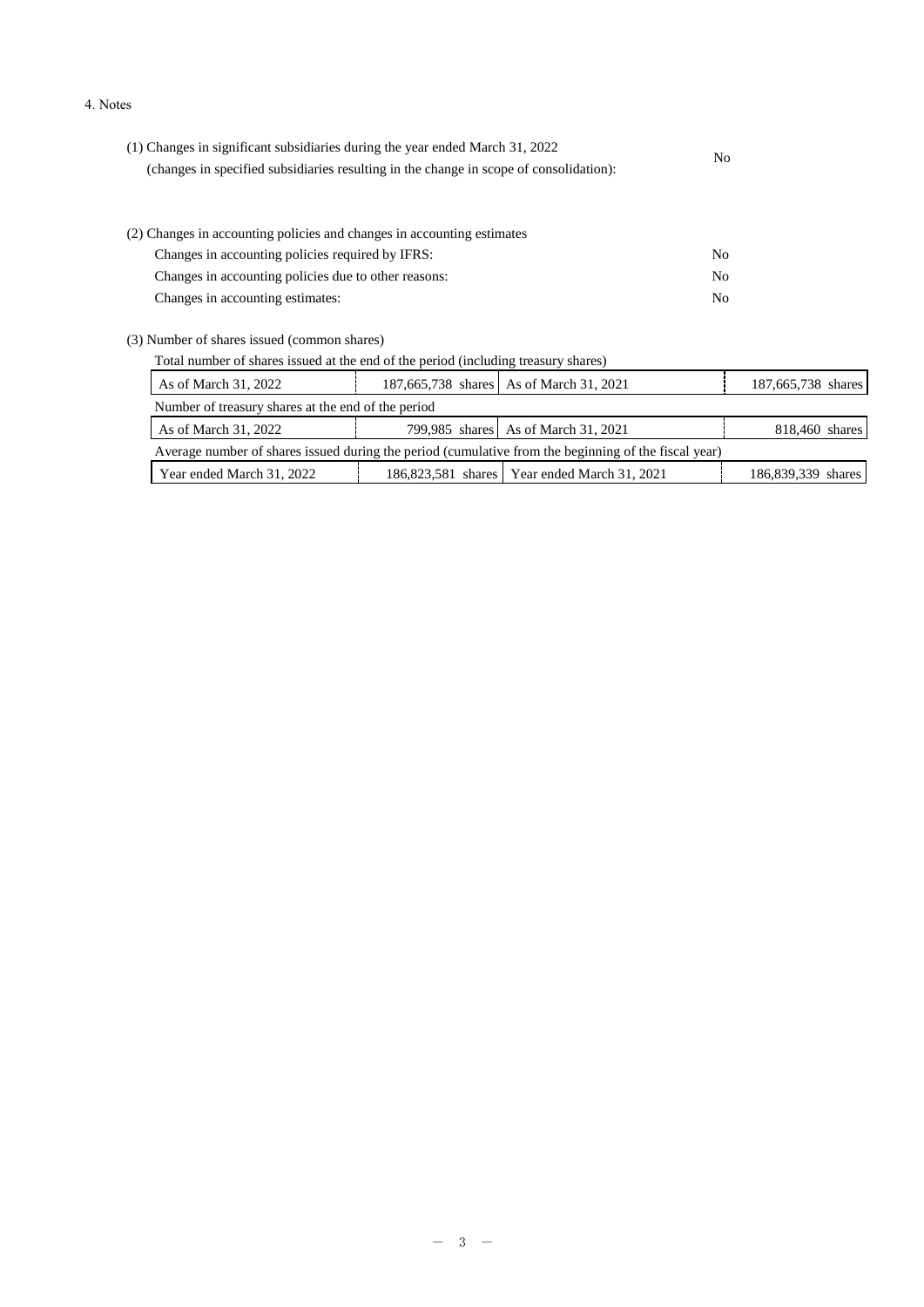4. Notes

(1) Changes in significant subsidiaries during the year ended March 31, 2022
(changes in specified subsidiaries resulting in the change in scope of consolidation): No

(2) Changes in accounting policies and changes in accounting estimates

| | |
|---|---|
| Changes in accounting policies required by IFRS: | No |
| Changes in accounting policies due to other reasons: | No |
| Changes in accounting estimates: | No |

(3) Number of shares issued (common shares)

Total number of shares issued at the end of the period (including treasury shares)

| | | | |
|---|---|---|---|
| As of March 31, 2022 | 187,665,738 shares | As of March 31, 2021 | 187,665,738 shares |

Number of treasury shares at the end of the period

| | | | |
|---|---|---|---|
| As of March 31, 2022 | 799,985 shares | As of March 31, 2021 | 818,460 shares |

Average number of shares issued during the period (cumulative from the beginning of the fiscal year)

| | | | |
|---|---|---|---|
| Year ended March 31, 2022 | 186,823,581 shares | Year ended March 31, 2021 | 186,839,339 shares |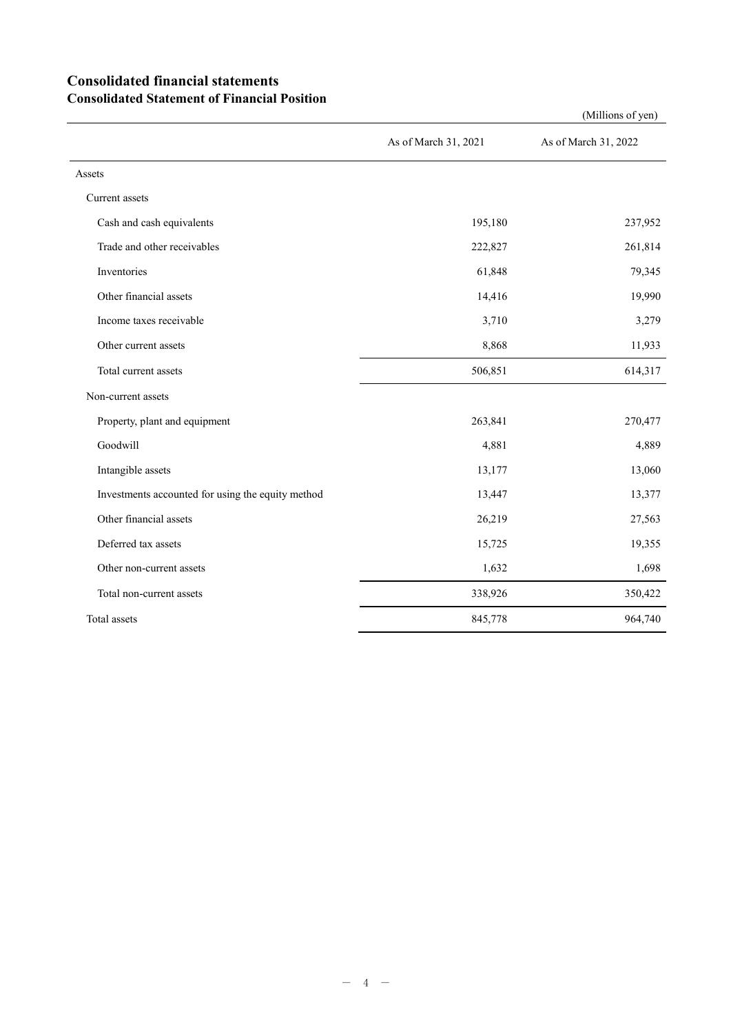# Consolidated financial statements

## Consolidated Statement of Financial Position

(Millions of yen)

| | As of March 31, 2021 | As of March 31, 2022 |
|---|---|---|
| Assets | | |
| Current assets | | |
| Cash and cash equivalents | 195,180 | 237,952 |
| Trade and other receivables | 222,827 | 261,814 |
| Inventories | 61,848 | 79,345 |
| Other financial assets | 14,416 | 19,990 |
| Income taxes receivable | 3,710 | 3,279 |
| Other current assets | 8,868 | 11,933 |
| Total current assets | 506,851 | 614,317 |
| Non-current assets | | |
| Property, plant and equipment | 263,841 | 270,477 |
| Goodwill | 4,881 | 4,889 |
| Intangible assets | 13,177 | 13,060 |
| Investments accounted for using the equity method | 13,447 | 13,377 |
| Other financial assets | 26,219 | 27,563 |
| Deferred tax assets | 15,725 | 19,355 |
| Other non-current assets | 1,632 | 1,698 |
| Total non-current assets | 338,926 | 350,422 |
| Total assets | 845,778 | 964,740 |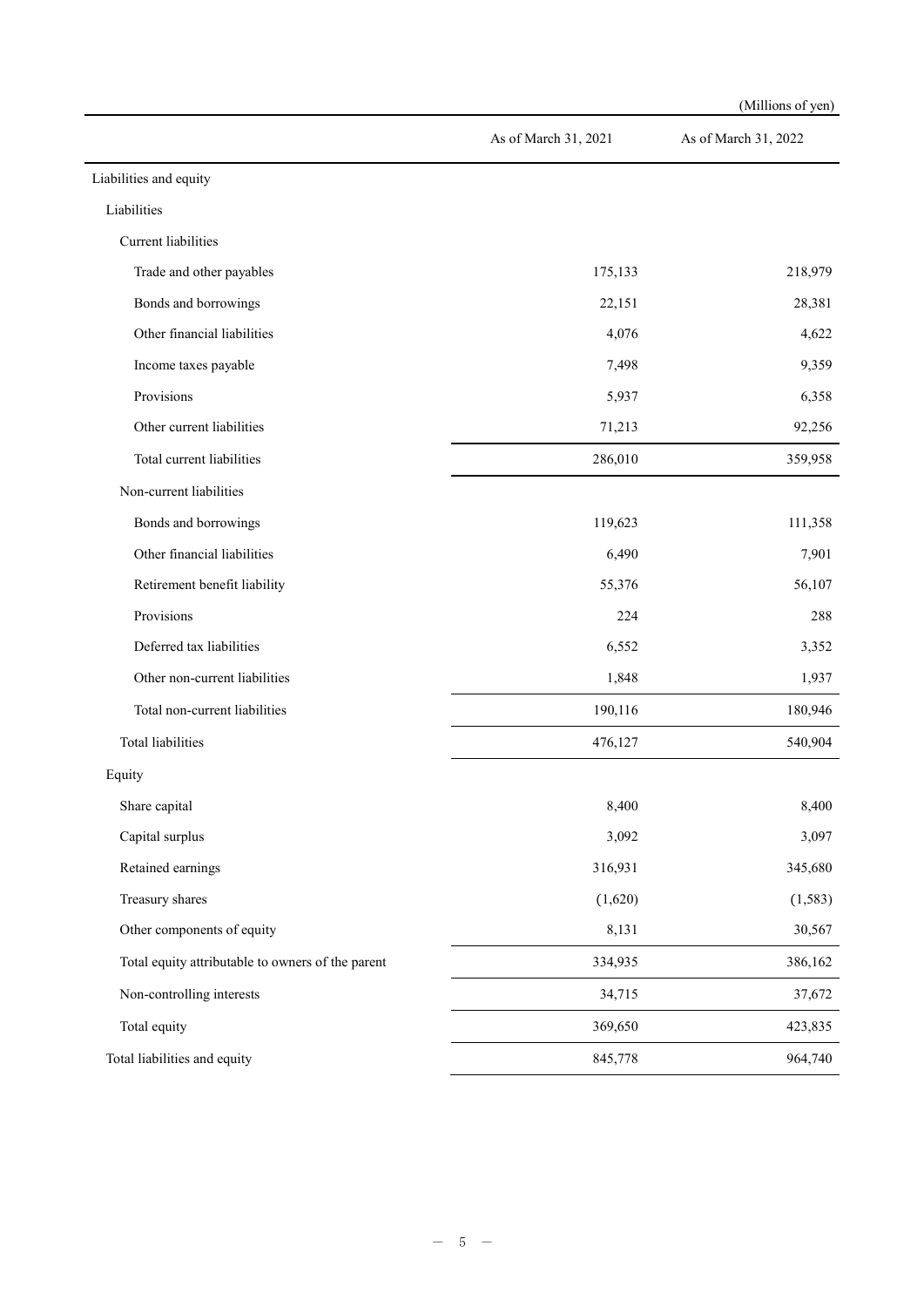(Millions of yen)

| | As of March 31, 2021 | As of March 31, 2022 |
|---|---|---|
| Liabilities and equity | | |
| Liabilities | | |
| Current liabilities | | |
| Trade and other payables | 175,133 | 218,979 |
| Bonds and borrowings | 22,151 | 28,381 |
| Other financial liabilities | 4,076 | 4,622 |
| Income taxes payable | 7,498 | 9,359 |
| Provisions | 5,937 | 6,358 |
| Other current liabilities | 71,213 | 92,256 |
| Total current liabilities | 286,010 | 359,958 |
| Non-current liabilities | | |
| Bonds and borrowings | 119,623 | 111,358 |
| Other financial liabilities | 6,490 | 7,901 |
| Retirement benefit liability | 55,376 | 56,107 |
| Provisions | 224 | 288 |
| Deferred tax liabilities | 6,552 | 3,352 |
| Other non-current liabilities | 1,848 | 1,937 |
| Total non-current liabilities | 190,116 | 180,946 |
| Total liabilities | 476,127 | 540,904 |
| Equity | | |
| Share capital | 8,400 | 8,400 |
| Capital surplus | 3,092 | 3,097 |
| Retained earnings | 316,931 | 345,680 |
| Treasury shares | (1,620) | (1,583) |
| Other components of equity | 8,131 | 30,567 |
| Total equity attributable to owners of the parent | 334,935 | 386,162 |
| Non-controlling interests | 34,715 | 37,672 |
| Total equity | 369,650 | 423,835 |
| Total liabilities and equity | 845,778 | 964,740 |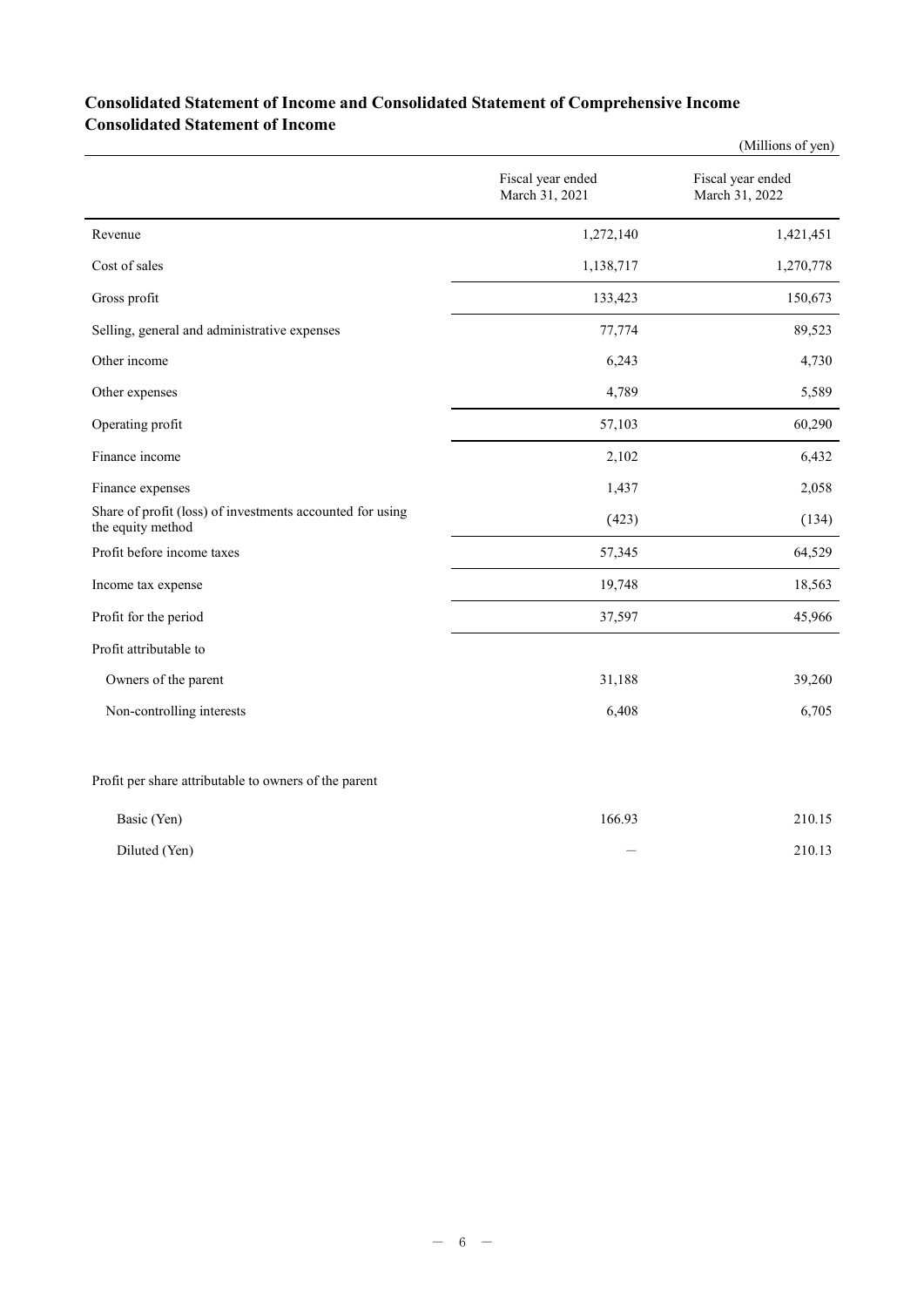## Consolidated Statement of Income and Consolidated Statement of Comprehensive Income
## Consolidated Statement of Income

(Millions of yen)

| | Fiscal year ended March 31, 2021 | Fiscal year ended March 31, 2022 |
|---|---|---|
| Revenue | 1,272,140 | 1,421,451 |
| Cost of sales | 1,138,717 | 1,270,778 |
| Gross profit | 133,423 | 150,673 |
| Selling, general and administrative expenses | 77,774 | 89,523 |
| Other income | 6,243 | 4,730 |
| Other expenses | 4,789 | 5,589 |
| Operating profit | 57,103 | 60,290 |
| Finance income | 2,102 | 6,432 |
| Finance expenses | 1,437 | 2,058 |
| Share of profit (loss) of investments accounted for using the equity method | (423) | (134) |
| Profit before income taxes | 57,345 | 64,529 |
| Income tax expense | 19,748 | 18,563 |
| Profit for the period | 37,597 | 45,966 |
| Profit attributable to | | |
| Owners of the parent | 31,188 | 39,260 |
| Non-controlling interests | 6,408 | 6,705 |
| | | |
| Profit per share attributable to owners of the parent | | |
| Basic (Yen) | 166.93 | 210.15 |
| Diluted (Yen) | ― | 210.13 |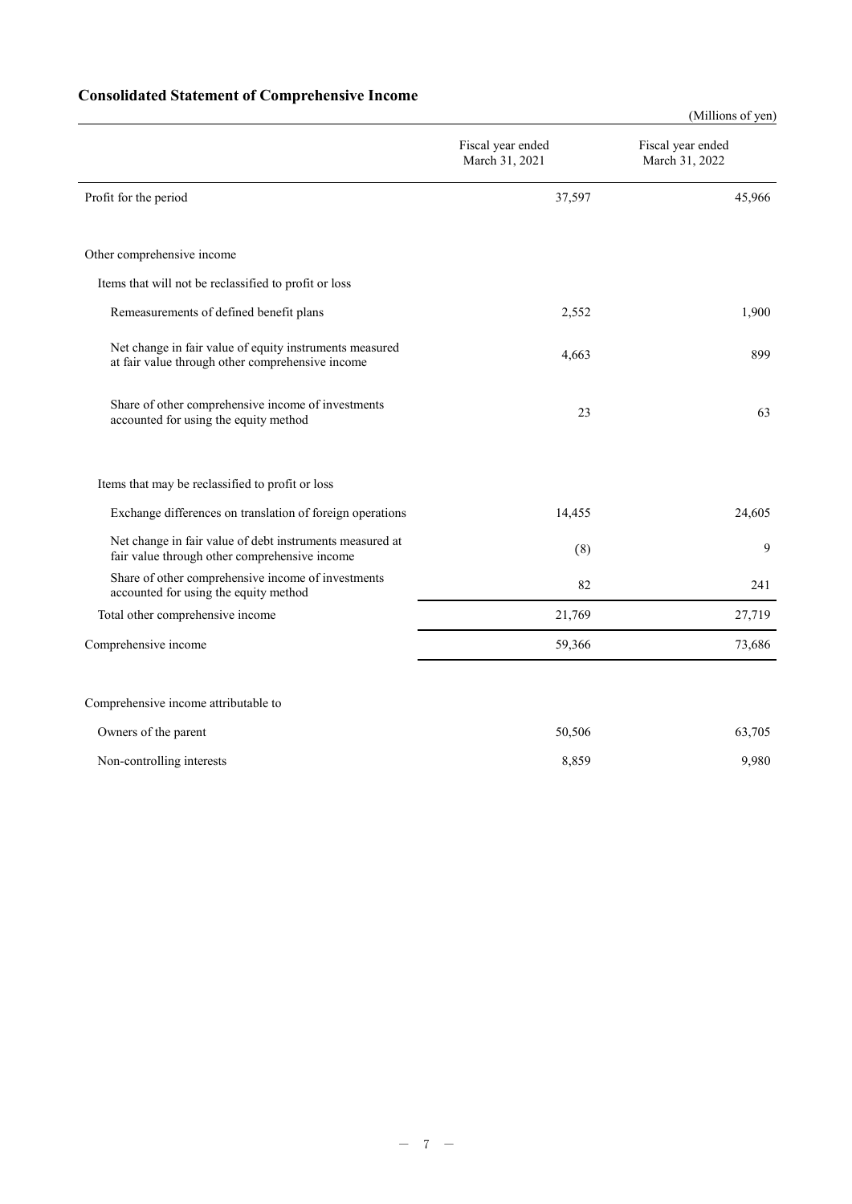## Consolidated Statement of Comprehensive Income

(Millions of yen)

| | Fiscal year ended March 31, 2021 | Fiscal year ended March 31, 2022 |
|---|---|---|
| Profit for the period | 37,597 | 45,966 |
| Other comprehensive income | | |
| Items that will not be reclassified to profit or loss | | |
| Remeasurements of defined benefit plans | 2,552 | 1,900 |
| Net change in fair value of equity instruments measured at fair value through other comprehensive income | 4,663 | 899 |
| Share of other comprehensive income of investments accounted for using the equity method | 23 | 63 |
| Items that may be reclassified to profit or loss | | |
| Exchange differences on translation of foreign operations | 14,455 | 24,605 |
| Net change in fair value of debt instruments measured at fair value through other comprehensive income | (8) | 9 |
| Share of other comprehensive income of investments accounted for using the equity method | 82 | 241 |
| Total other comprehensive income | 21,769 | 27,719 |
| Comprehensive income | 59,366 | 73,686 |
| Comprehensive income attributable to | | |
| Owners of the parent | 50,506 | 63,705 |
| Non-controlling interests | 8,859 | 9,980 |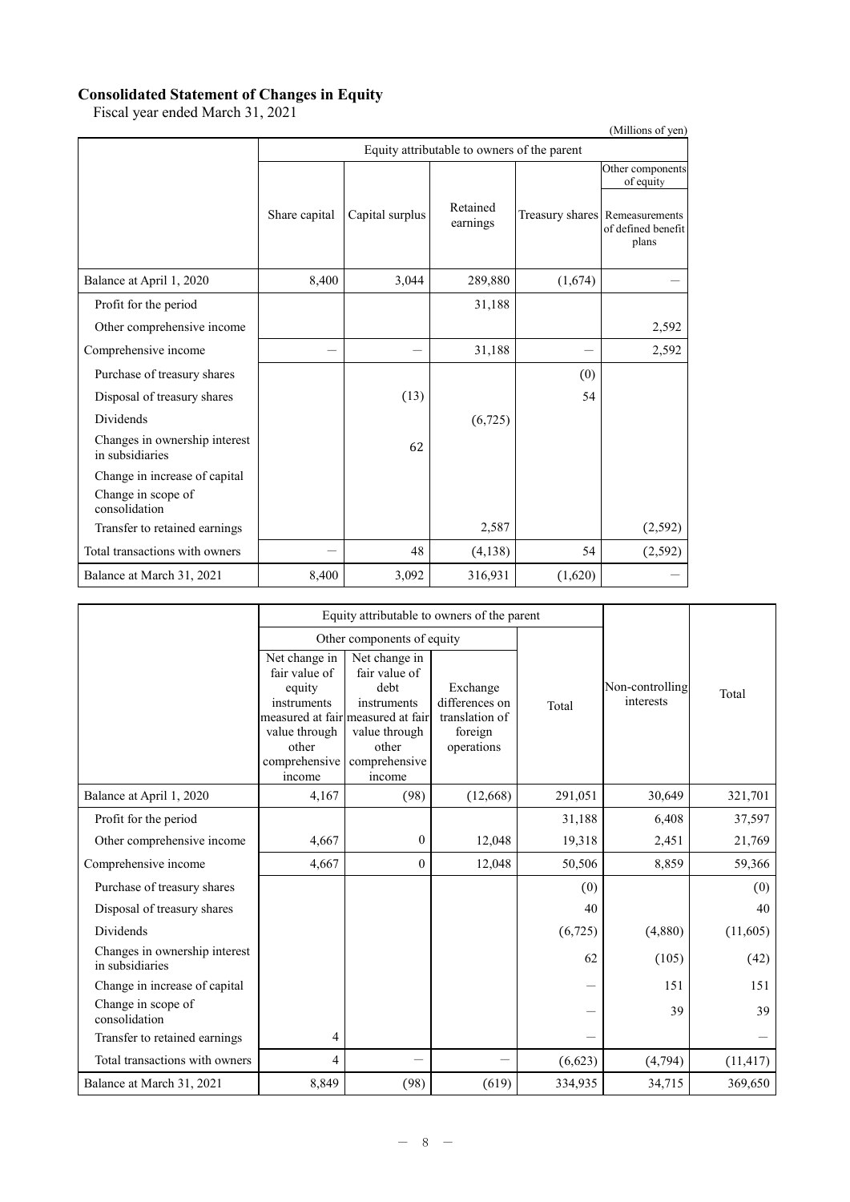## Consolidated Statement of Changes in Equity

Fiscal year ended March 31, 2021

(Millions of yen)

| | Equity attributable to owners of the parent | | | | |
|---|---|---|---|---|---|
| | | | | | Other components of equity |
| | Share capital | Capital surplus | Retained earnings | Treasury shares | Remeasurements of defined benefit plans |
| Balance at April 1, 2020 | 8,400 | 3,044 | 289,880 | (1,674) | ― |
| Profit for the period | | | 31,188 | | |
| Other comprehensive income | | | | | 2,592 |
| Comprehensive income | ― | ― | 31,188 | ― | 2,592 |
| Purchase of treasury shares | | | | (0) | |
| Disposal of treasury shares | | (13) | | 54 | |
| Dividends | | | (6,725) | | |
| Changes in ownership interest in subsidiaries | | 62 | | | |
| Change in increase of capital | | | | | |
| Change in scope of consolidation | | | | | |
| Transfer to retained earnings | | | 2,587 | | (2,592) |
| Total transactions with owners | ― | 48 | (4,138) | 54 | (2,592) |
| Balance at March 31, 2021 | 8,400 | 3,092 | 316,931 | (1,620) | ― |

| | Equity attributable to owners of the parent | | | | Non-controlling interests | Total |
|---|---|---|---|---|---|---|
| | Other components of equity | | | Total | | |
| | Net change in fair value of equity instruments measured at fair value through other comprehensive income | Net change in fair value of debt instruments measured at fair value through other comprehensive income | Exchange differences on translation of foreign operations | | | |
| Balance at April 1, 2020 | 4,167 | (98) | (12,668) | 291,051 | 30,649 | 321,701 |
| Profit for the period | | | | 31,188 | 6,408 | 37,597 |
| Other comprehensive income | 4,667 | 0 | 12,048 | 19,318 | 2,451 | 21,769 |
| Comprehensive income | 4,667 | 0 | 12,048 | 50,506 | 8,859 | 59,366 |
| Purchase of treasury shares | | | | (0) | | (0) |
| Disposal of treasury shares | | | | 40 | | 40 |
| Dividends | | | | (6,725) | (4,880) | (11,605) |
| Changes in ownership interest in subsidiaries | | | | 62 | (105) | (42) |
| Change in increase of capital | | | | ― | 151 | 151 |
| Change in scope of consolidation | | | | ― | 39 | 39 |
| Transfer to retained earnings | 4 | | | ― | | ― |
| Total transactions with owners | 4 | ― | ― | (6,623) | (4,794) | (11,417) |
| Balance at March 31, 2021 | 8,849 | (98) | (619) | 334,935 | 34,715 | 369,650 |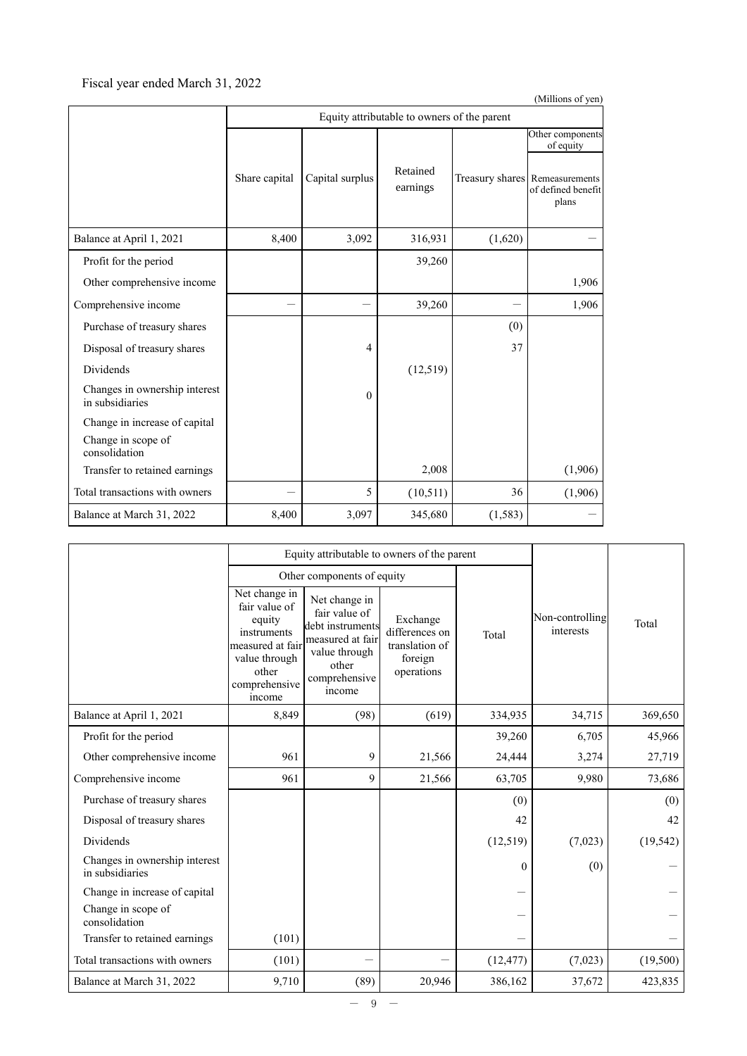Fiscal year ended March 31, 2022

(Millions of yen)

| | Equity attributable to owners of the parent | | | | |
|---|---|---|---|---|---|
| | | | | | Other components of equity |
| | Share capital | Capital surplus | Retained earnings | Treasury shares | Remeasurements of defined benefit plans |
| Balance at April 1, 2021 | 8,400 | 3,092 | 316,931 | (1,620) | — |
| Profit for the period | | | 39,260 | | |
| Other comprehensive income | | | | | 1,906 |
| Comprehensive income | — | — | 39,260 | — | 1,906 |
| Purchase of treasury shares | | | | (0) | |
| Disposal of treasury shares | | 4 | | 37 | |
| Dividends | | | (12,519) | | |
| Changes in ownership interest in subsidiaries | | 0 | | | |
| Change in increase of capital | | | | | |
| Change in scope of consolidation | | | | | |
| Transfer to retained earnings | | | 2,008 | | (1,906) |
| Total transactions with owners | — | 5 | (10,511) | 36 | (1,906) |
| Balance at March 31, 2022 | 8,400 | 3,097 | 345,680 | (1,583) | — |

| | Equity attributable to owners of the parent | | | | Non-controlling interests | Total |
|---|---|---|---|---|---|---|
| | Other components of equity | | | Total | | |
| | Net change in fair value of equity instruments measured at fair value through other comprehensive income | Net change in fair value of debt instruments measured at fair value through other comprehensive income | Exchange differences on translation of foreign operations | | | |
| Balance at April 1, 2021 | 8,849 | (98) | (619) | 334,935 | 34,715 | 369,650 |
| Profit for the period | | | | 39,260 | 6,705 | 45,966 |
| Other comprehensive income | 961 | 9 | 21,566 | 24,444 | 3,274 | 27,719 |
| Comprehensive income | 961 | 9 | 21,566 | 63,705 | 9,980 | 73,686 |
| Purchase of treasury shares | | | | (0) | | (0) |
| Disposal of treasury shares | | | | 42 | | 42 |
| Dividends | | | | (12,519) | (7,023) | (19,542) |
| Changes in ownership interest in subsidiaries | | | | 0 | (0) | — |
| Change in increase of capital | | | | — | | — |
| Change in scope of consolidation | | | | — | | — |
| Transfer to retained earnings | (101) | | | — | | — |
| Total transactions with owners | (101) | — | — | (12,477) | (7,023) | (19,500) |
| Balance at March 31, 2022 | 9,710 | (89) | 20,946 | 386,162 | 37,672 | 423,835 |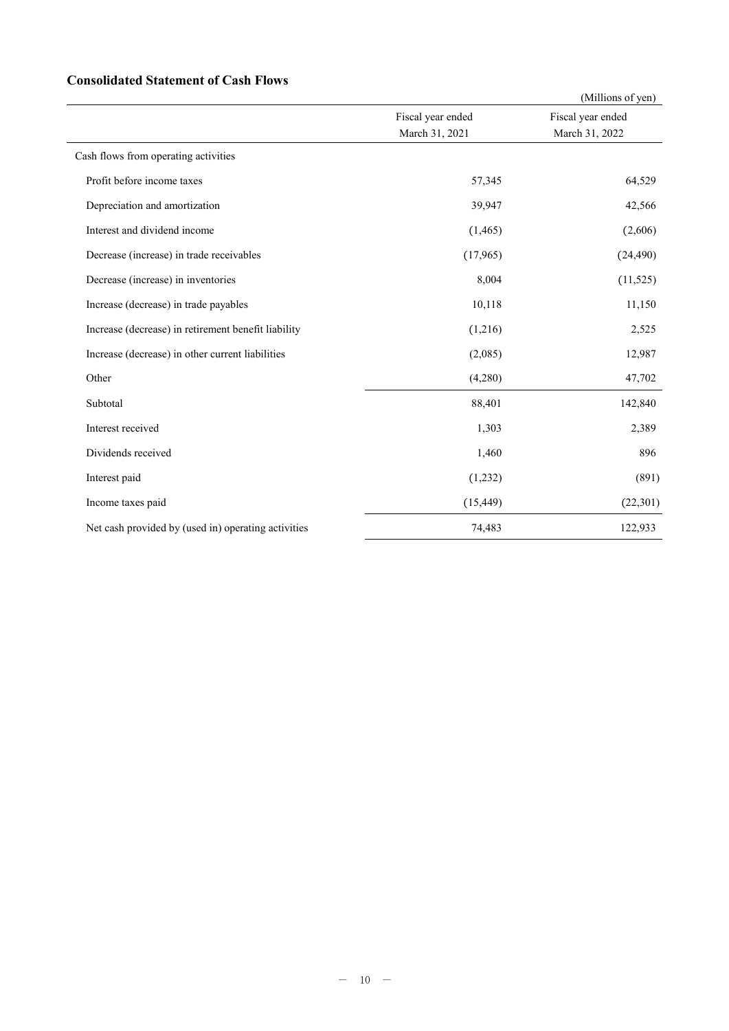## Consolidated Statement of Cash Flows

(Millions of yen)

| | Fiscal year ended March 31, 2021 | Fiscal year ended March 31, 2022 |
|---|---|---|
| Cash flows from operating activities | | |
| Profit before income taxes | 57,345 | 64,529 |
| Depreciation and amortization | 39,947 | 42,566 |
| Interest and dividend income | (1,465) | (2,606) |
| Decrease (increase) in trade receivables | (17,965) | (24,490) |
| Decrease (increase) in inventories | 8,004 | (11,525) |
| Increase (decrease) in trade payables | 10,118 | 11,150 |
| Increase (decrease) in retirement benefit liability | (1,216) | 2,525 |
| Increase (decrease) in other current liabilities | (2,085) | 12,987 |
| Other | (4,280) | 47,702 |
| Subtotal | 88,401 | 142,840 |
| Interest received | 1,303 | 2,389 |
| Dividends received | 1,460 | 896 |
| Interest paid | (1,232) | (891) |
| Income taxes paid | (15,449) | (22,301) |
| Net cash provided by (used in) operating activities | 74,483 | 122,933 |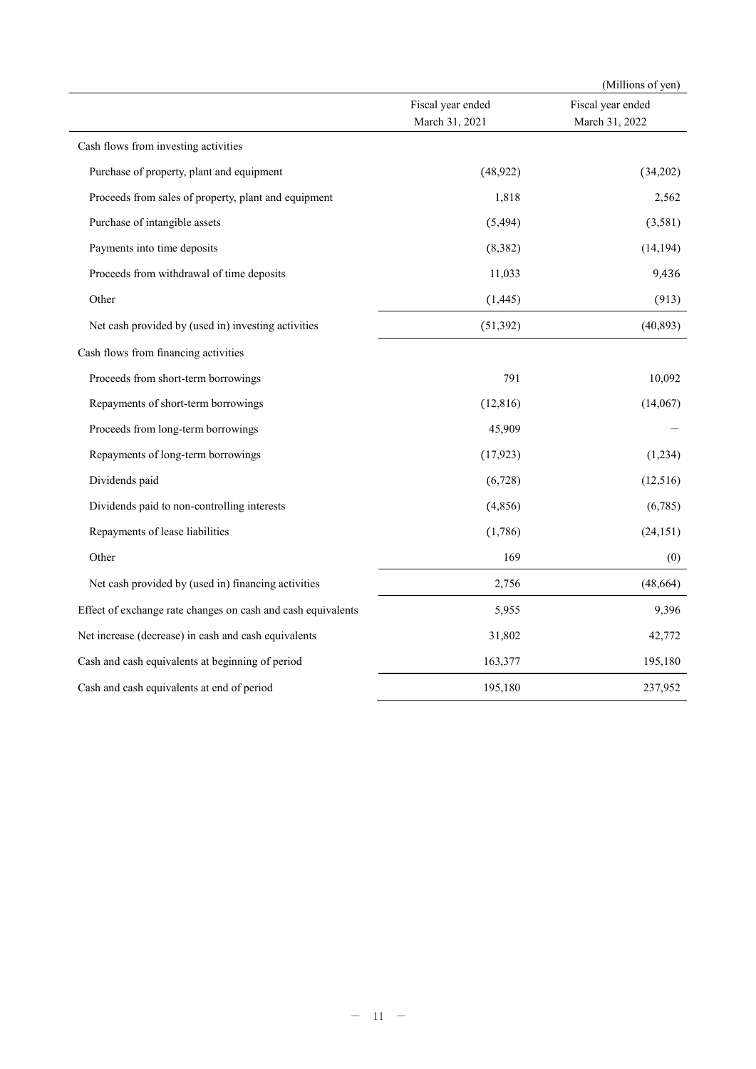(Millions of yen)

| | Fiscal year ended March 31, 2021 | Fiscal year ended March 31, 2022 |
|---|---|---|
| Cash flows from investing activities | | |
| Purchase of property, plant and equipment | (48,922) | (34,202) |
| Proceeds from sales of property, plant and equipment | 1,818 | 2,562 |
| Purchase of intangible assets | (5,494) | (3,581) |
| Payments into time deposits | (8,382) | (14,194) |
| Proceeds from withdrawal of time deposits | 11,033 | 9,436 |
| Other | (1,445) | (913) |
| Net cash provided by (used in) investing activities | (51,392) | (40,893) |
| Cash flows from financing activities | | |
| Proceeds from short-term borrowings | 791 | 10,092 |
| Repayments of short-term borrowings | (12,816) | (14,067) |
| Proceeds from long-term borrowings | 45,909 | — |
| Repayments of long-term borrowings | (17,923) | (1,234) |
| Dividends paid | (6,728) | (12,516) |
| Dividends paid to non-controlling interests | (4,856) | (6,785) |
| Repayments of lease liabilities | (1,786) | (24,151) |
| Other | 169 | (0) |
| Net cash provided by (used in) financing activities | 2,756 | (48,664) |
| Effect of exchange rate changes on cash and cash equivalents | 5,955 | 9,396 |
| Net increase (decrease) in cash and cash equivalents | 31,802 | 42,772 |
| Cash and cash equivalents at beginning of period | 163,377 | 195,180 |
| Cash and cash equivalents at end of period | 195,180 | 237,952 |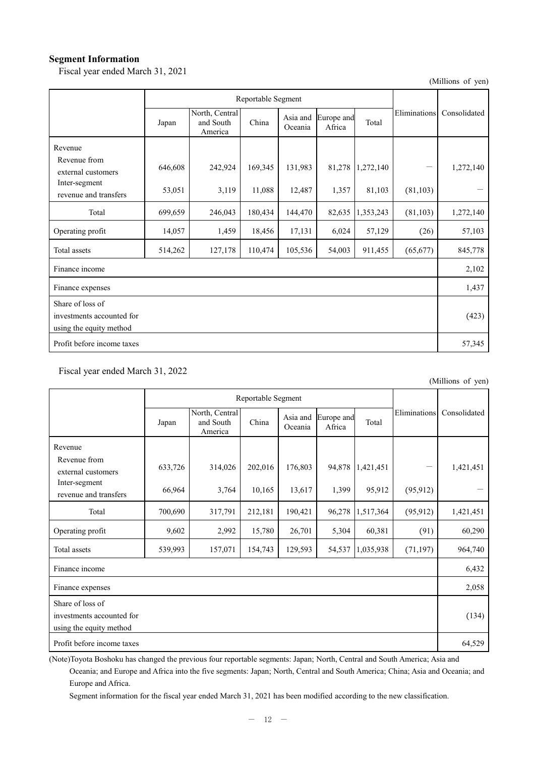## Segment Information

Fiscal year ended March 31, 2021

(Millions of yen)

| | Reportable Segment | | | | | | Eliminations | Consolidated |
|---|---|---|---|---|---|---|---|---|
| | Japan | North, Central and South America | China | Asia and Oceania | Europe and Africa | Total | | |
| Revenue | | | | | | | | |
| Revenue from external customers | 646,608 | 242,924 | 169,345 | 131,983 | 81,278 | 1,272,140 | — | 1,272,140 |
| Inter-segment revenue and transfers | 53,051 | 3,119 | 11,088 | 12,487 | 1,357 | 81,103 | (81,103) | — |
| Total | 699,659 | 246,043 | 180,434 | 144,470 | 82,635 | 1,353,243 | (81,103) | 1,272,140 |
| Operating profit | 14,057 | 1,459 | 18,456 | 17,131 | 6,024 | 57,129 | (26) | 57,103 |
| Total assets | 514,262 | 127,178 | 110,474 | 105,536 | 54,003 | 911,455 | (65,677) | 845,778 |
| Finance income | | | | | | | | 2,102 |
| Finance expenses | | | | | | | | 1,437 |
| Share of loss of investments accounted for using the equity method | | | | | | | | (423) |
| Profit before income taxes | | | | | | | | 57,345 |

Fiscal year ended March 31, 2022

(Millions of yen)

| | Reportable Segment | | | | | | Eliminations | Consolidated |
|---|---|---|---|---|---|---|---|---|
| | Japan | North, Central and South America | China | Asia and Oceania | Europe and Africa | Total | | |
| Revenue | | | | | | | | |
| Revenue from external customers | 633,726 | 314,026 | 202,016 | 176,803 | 94,878 | 1,421,451 | — | 1,421,451 |
| Inter-segment revenue and transfers | 66,964 | 3,764 | 10,165 | 13,617 | 1,399 | 95,912 | (95,912) | — |
| Total | 700,690 | 317,791 | 212,181 | 190,421 | 96,278 | 1,517,364 | (95,912) | 1,421,451 |
| Operating profit | 9,602 | 2,992 | 15,780 | 26,701 | 5,304 | 60,381 | (91) | 60,290 |
| Total assets | 539,993 | 157,071 | 154,743 | 129,593 | 54,537 | 1,035,938 | (71,197) | 964,740 |
| Finance income | | | | | | | | 6,432 |
| Finance expenses | | | | | | | | 2,058 |
| Share of loss of investments accounted for using the equity method | | | | | | | | (134) |
| Profit before income taxes | | | | | | | | 64,529 |

(Note)Toyota Boshoku has changed the previous four reportable segments: Japan; North, Central and South America; Asia and Oceania; and Europe and Africa into the five segments: Japan; North, Central and South America; China; Asia and Oceania; and Europe and Africa.

Segment information for the fiscal year ended March 31, 2021 has been modified according to the new classification.